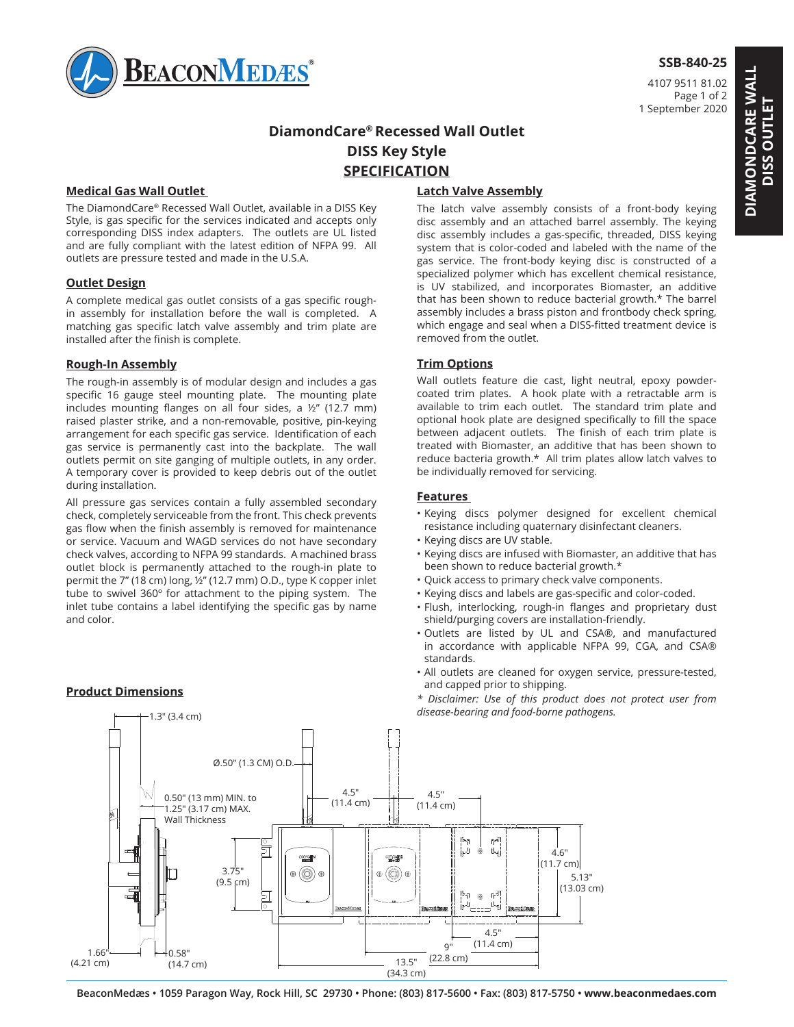SSB-840-25

4107 9511 81.02
1 September 2020

DIAMONDCARE WALL DISS OUTLET

# DiamondCare® Recessed Wall Outlet
# DISS Key Style
# SPECIFICATION

## Medical Gas Wall Outlet

The DiamondCare® Recessed Wall Outlet, available in a DISS Key Style, is gas specific for the services indicated and accepts only corresponding DISS index adapters. The outlets are UL listed and are fully compliant with the latest edition of NFPA 99. All outlets are pressure tested and made in the U.S.A.

## Outlet Design

A complete medical gas outlet consists of a gas specific rough-in assembly for installation before the wall is completed. A matching gas specific latch valve assembly and trim plate are installed after the finish is complete.

## Rough-In Assembly

The rough-in assembly is of modular design and includes a gas specific 16 gauge steel mounting plate. The mounting plate includes mounting flanges on all four sides, a ½" (12.7 mm) raised plaster strike, and a non-removable, positive, pin-keying arrangement for each specific gas service. Identification of each gas service is permanently cast into the backplate. The wall outlets permit on site ganging of multiple outlets, in any order. A temporary cover is provided to keep debris out of the outlet during installation.

All pressure gas services contain a fully assembled secondary check, completely serviceable from the front. This check prevents gas flow when the finish assembly is removed for maintenance or service. Vacuum and WAGD services do not have secondary check valves, according to NFPA 99 standards. A machined brass outlet block is permanently attached to the rough-in plate to permit the 7" (18 cm) long, ½" (12.7 mm) O.D., type K copper inlet tube to swivel 360º for attachment to the piping system. The inlet tube contains a label identifying the specific gas by name and color.

## Latch Valve Assembly

The latch valve assembly consists of a front-body keying disc assembly and an attached barrel assembly. The keying disc assembly includes a gas-specific, threaded, DISS keying system that is color-coded and labeled with the name of the gas service. The front-body keying disc is constructed of a specialized polymer which has excellent chemical resistance, is UV stabilized, and incorporates Biomaster, an additive that has been shown to reduce bacterial growth.* The barrel assembly includes a brass piston and frontbody check spring, which engage and seal when a DISS-fitted treatment device is removed from the outlet.

## Trim Options

Wall outlets feature die cast, light neutral, epoxy powder-coated trim plates. A hook plate with a retractable arm is available to trim each outlet. The standard trim plate and optional hook plate are designed specifically to fill the space between adjacent outlets. The finish of each trim plate is treated with Biomaster, an additive that has been shown to reduce bacteria growth.* All trim plates allow latch valves to be individually removed for servicing.

## Features

- Keying discs polymer designed for excellent chemical resistance including quaternary disinfectant cleaners.
- Keying discs are UV stable.
- Keying discs are infused with Biomaster, an additive that has been shown to reduce bacterial growth.*
- Quick access to primary check valve components.
- Keying discs and labels are gas-specific and color-coded.
- Flush, interlocking, rough-in flanges and proprietary dust shield/purging covers are installation-friendly.
- Outlets are listed by UL and CSA®, and manufactured in accordance with applicable NFPA 99, CGA, and CSA® standards.
- All outlets are cleaned for oxygen service, pressure-tested, and capped prior to shipping.

*\* Disclaimer: Use of this product does not protect user from disease-bearing and food-borne pathogens.*

## Product Dimensions

1.3" (3.4 cm)
Ø.50" (1.3 CM) O.D.
0.50" (13 mm) MIN. to 1.25" (3.17 cm) MAX. Wall Thickness
4.5" (11.4 cm)
4.5" (11.4 cm)
3.75" (9.5 cm)
4.6" (11.7 cm)
5.13" (13.03 cm)
4.5" (11.4 cm)
9" (22.8 cm)
13.5" (34.3 cm)
1.66" (4.21 cm)
0.58" (14.7 cm)

BeaconMedæs • 1059 Paragon Way, Rock Hill, SC 29730 • Phone: (803) 817-5600 • Fax: (803) 817-5750 • www.beaconmedaes.com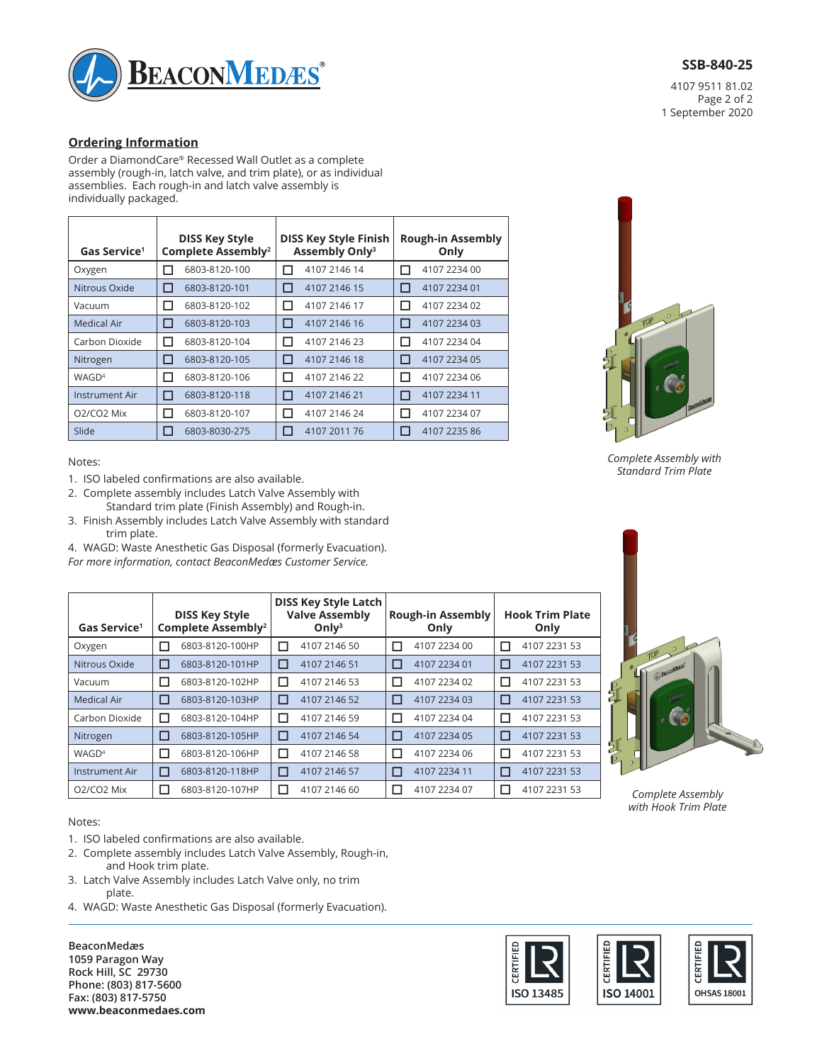## Ordering Information

Order a DiamondCare® Recessed Wall Outlet as a complete assembly (rough-in, latch valve, and trim plate), or as individual assemblies. Each rough-in and latch valve assembly is individually packaged.

| Gas Service[1] | DISS Key Style Complete Assembly[2] | DISS Key Style Finish Assembly Only[3] | Rough-in Assembly Only |
|---|---|---|---|
| Oxygen | ☐ 6803-8120-100 | ☐ 4107 2146 14 | ☐ 4107 2234 00 |
| Nitrous Oxide | ☐ 6803-8120-101 | ☐ 4107 2146 15 | ☐ 4107 2234 01 |
| Vacuum | ☐ 6803-8120-102 | ☐ 4107 2146 17 | ☐ 4107 2234 02 |
| Medical Air | ☐ 6803-8120-103 | ☐ 4107 2146 16 | ☐ 4107 2234 03 |
| Carbon Dioxide | ☐ 6803-8120-104 | ☐ 4107 2146 23 | ☐ 4107 2234 04 |
| Nitrogen | ☐ 6803-8120-105 | ☐ 4107 2146 18 | ☐ 4107 2234 05 |
| WAGD[4] | ☐ 6803-8120-106 | ☐ 4107 2146 22 | ☐ 4107 2234 06 |
| Instrument Air | ☐ 6803-8120-118 | ☐ 4107 2146 21 | ☐ 4107 2234 11 |
| O2/CO2 Mix | ☐ 6803-8120-107 | ☐ 4107 2146 24 | ☐ 4107 2234 07 |
| Slide | ☐ 6803-8030-275 | ☐ 4107 2011 76 | ☐ 4107 2235 86 |

Notes:

1. ISO labeled confirmations are also available.
2. Complete assembly includes Latch Valve Assembly with Standard trim plate (Finish Assembly) and Rough-in.
3. Finish Assembly includes Latch Valve Assembly with standard trim plate.
4. WAGD: Waste Anesthetic Gas Disposal (formerly Evacuation).

*For more information, contact BeaconMedæs Customer Service.*

*Complete Assembly with Standard Trim Plate*

| Gas Service[1] | DISS Key Style Complete Assembly[2] | DISS Key Style Latch Valve Assembly Only[3] | Rough-in Assembly Only | Hook Trim Plate Only |
|---|---|---|---|---|
| Oxygen | ☐ 6803-8120-100HP | ☐ 4107 2146 50 | ☐ 4107 2234 00 | ☐ 4107 2231 53 |
| Nitrous Oxide | ☐ 6803-8120-101HP | ☐ 4107 2146 51 | ☐ 4107 2234 01 | ☐ 4107 2231 53 |
| Vacuum | ☐ 6803-8120-102HP | ☐ 4107 2146 53 | ☐ 4107 2234 02 | ☐ 4107 2231 53 |
| Medical Air | ☐ 6803-8120-103HP | ☐ 4107 2146 52 | ☐ 4107 2234 03 | ☐ 4107 2231 53 |
| Carbon Dioxide | ☐ 6803-8120-104HP | ☐ 4107 2146 59 | ☐ 4107 2234 04 | ☐ 4107 2231 53 |
| Nitrogen | ☐ 6803-8120-105HP | ☐ 4107 2146 54 | ☐ 4107 2234 05 | ☐ 4107 2231 53 |
| WAGD[4] | ☐ 6803-8120-106HP | ☐ 4107 2146 58 | ☐ 4107 2234 06 | ☐ 4107 2231 53 |
| Instrument Air | ☐ 6803-8120-118HP | ☐ 4107 2146 57 | ☐ 4107 2234 11 | ☐ 4107 2231 53 |
| O2/CO2 Mix | ☐ 6803-8120-107HP | ☐ 4107 2146 60 | ☐ 4107 2234 07 | ☐ 4107 2231 53 |

Notes:

1. ISO labeled confirmations are also available.
2. Complete assembly includes Latch Valve Assembly, Rough-in, and Hook trim plate.
3. Latch Valve Assembly includes Latch Valve only, no trim plate.
4. WAGD: Waste Anesthetic Gas Disposal (formerly Evacuation).

*Complete Assembly with Hook Trim Plate*

**BeaconMedæs**
**1059 Paragon Way**
**Rock Hill, SC 29730**
**Phone: (803) 817-5600**
**Fax: (803) 817-5750**
**www.beaconmedaes.com**

CERTIFIED ISO 13485 | CERTIFIED ISO 14001 | CERTIFIED OHSAS 18001